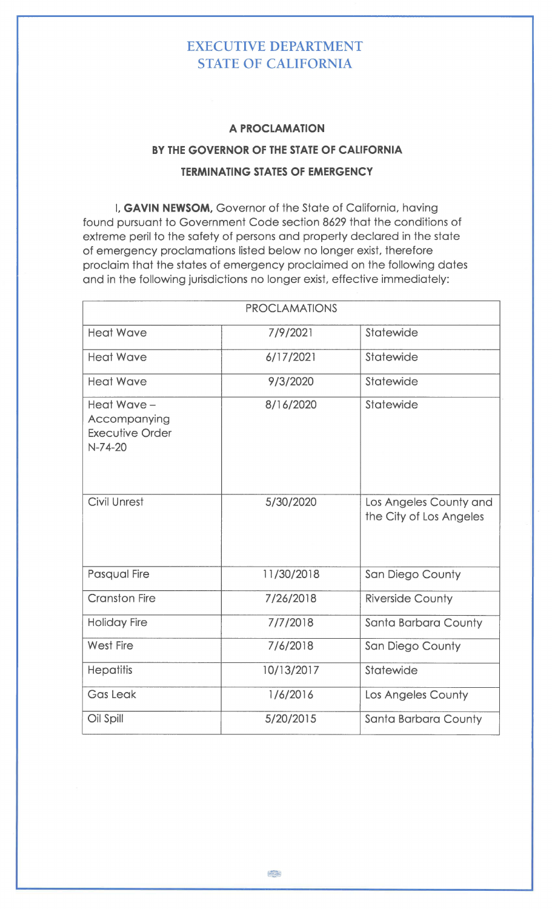# EXECUTIVE DEPARTMENT
# STATE OF CALIFORNIA

### A PROCLAMATION
### BY THE GOVERNOR OF THE STATE OF CALIFORNIA
### TERMINATING STATES OF EMERGENCY

I, **GAVIN NEWSOM,** Governor of the State of California, having found pursuant to Government Code section 8629 that the conditions of extreme peril to the safety of persons and property declared in the state of emergency proclamations listed below no longer exist, therefore proclaim that the states of emergency proclaimed on the following dates and in the following jurisdictions no longer exist, effective immediately:

| PROCLAMATIONS | | |
|---|---|---|
| Heat Wave | 7/9/2021 | Statewide |
| Heat Wave | 6/17/2021 | Statewide |
| Heat Wave | 9/3/2020 | Statewide |
| Heat Wave – Accompanying Executive Order N-74-20 | 8/16/2020 | Statewide |
| Civil Unrest | 5/30/2020 | Los Angeles County and the City of Los Angeles |
| Pasqual Fire | 11/30/2018 | San Diego County |
| Cranston Fire | 7/26/2018 | Riverside County |
| Holiday Fire | 7/7/2018 | Santa Barbara County |
| West Fire | 7/6/2018 | San Diego County |
| Hepatitis | 10/13/2017 | Statewide |
| Gas Leak | 1/6/2016 | Los Angeles County |
| Oil Spill | 5/20/2015 | Santa Barbara County |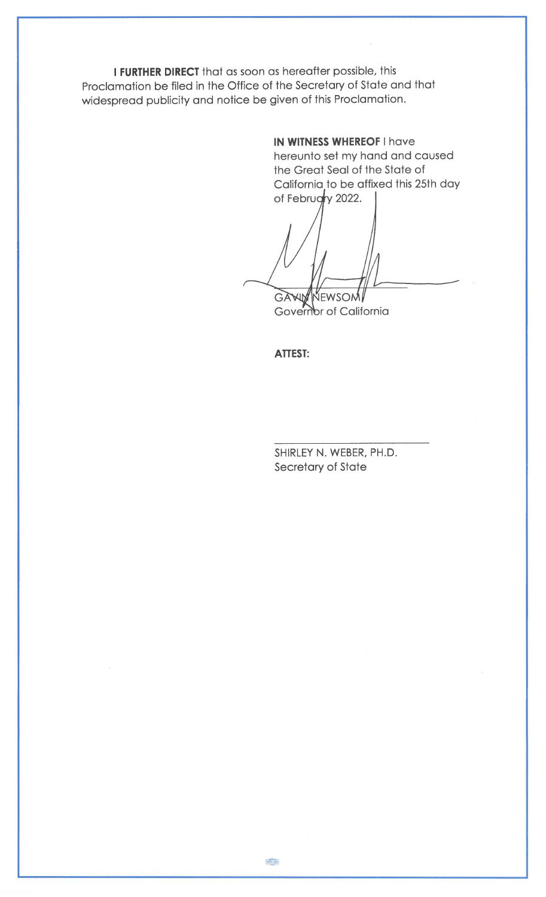**I FURTHER DIRECT** that as soon as hereafter possible, this Proclamation be filed in the Office of the Secretary of State and that widespread publicity and notice be given of this Proclamation.

**IN WITNESS WHEREOF** I have hereunto set my hand and caused the Great Seal of the State of California to be affixed this 25th day of February 2022.

GAVIN NEWSOM
Governor of California

**ATTEST:**

SHIRLEY N. WEBER, PH.D.
Secretary of State